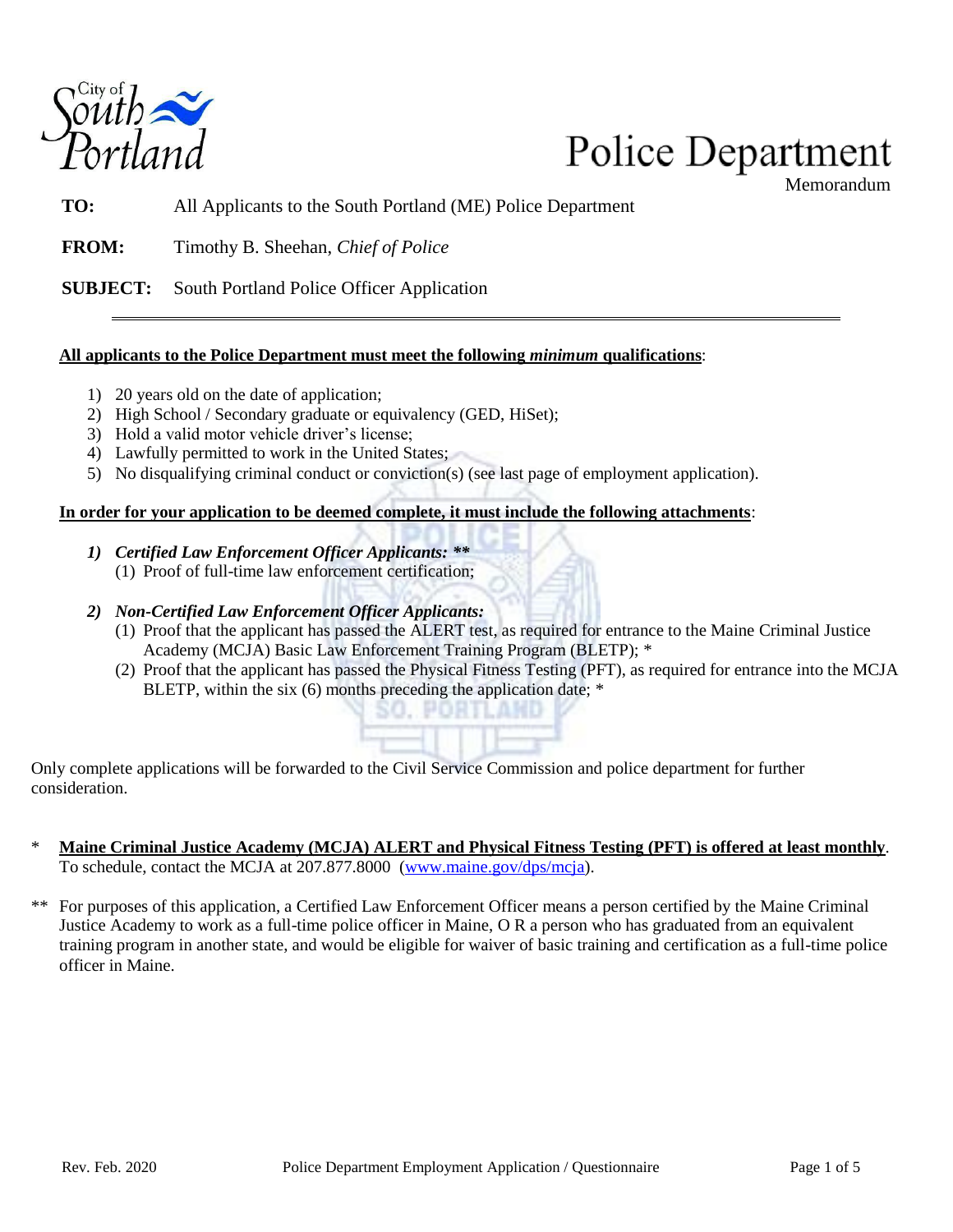City of South Portland

# Police Department

Memorandum

**TO:** All Applicants to the South Portland (ME) Police Department

**FROM:** Timothy B. Sheehan, *Chief of Police*

**SUBJECT:** South Portland Police Officer Application

---

**All applicants to the Police Department must meet the following *minimum* qualifications**:

1) 20 years old on the date of application;
2) High School / Secondary graduate or equivalency (GED, HiSet);
3) Hold a valid motor vehicle driver's license;
4) Lawfully permitted to work in the United States;
5) No disqualifying criminal conduct or conviction(s) (see last page of employment application).

**In order for your application to be deemed complete, it must include the following attachments**:

1) ***Certified Law Enforcement Officer Applicants: \*\****
   (1) Proof of full-time law enforcement certification;

2) ***Non-Certified Law Enforcement Officer Applicants:***
   (1) Proof that the applicant has passed the ALERT test, as required for entrance to the Maine Criminal Justice Academy (MCJA) Basic Law Enforcement Training Program (BLETP); *
   (2) Proof that the applicant has passed the Physical Fitness Testing (PFT), as required for entrance into the MCJA BLETP, within the six (6) months preceding the application date; *

Only complete applications will be forwarded to the Civil Service Commission and police department for further consideration.

\* **Maine Criminal Justice Academy (MCJA) ALERT and Physical Fitness Testing (PFT) is offered at least monthly**. To schedule, contact the MCJA at 207.877.8000 (www.maine.gov/dps/mcja).

\*\* For purposes of this application, a Certified Law Enforcement Officer means a person certified by the Maine Criminal Justice Academy to work as a full-time police officer in Maine, O R a person who has graduated from an equivalent training program in another state, and would be eligible for waiver of basic training and certification as a full-time police officer in Maine.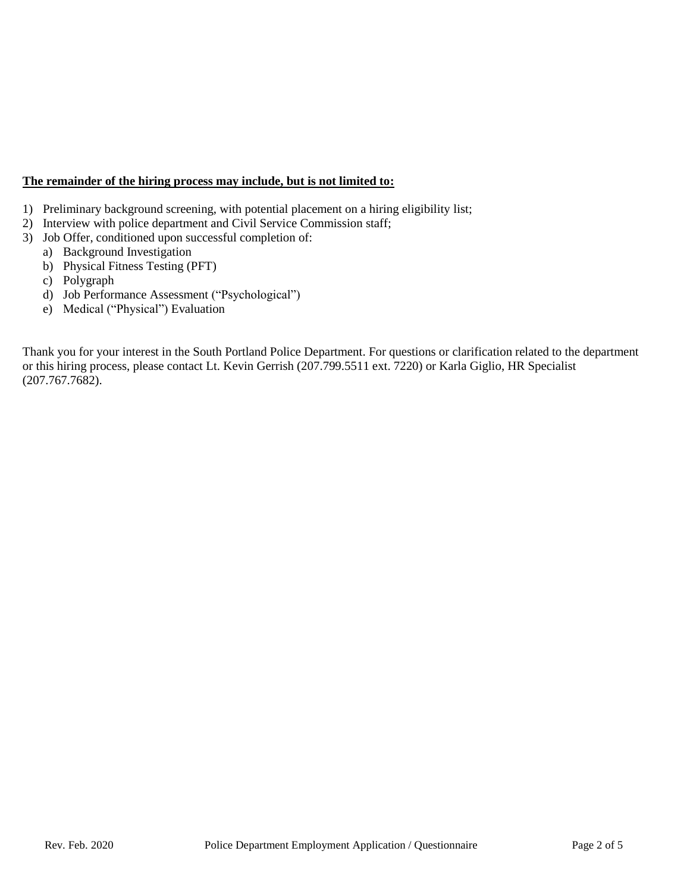**<u>The remainder of the hiring process may include, but is not limited to:</u>**

1) Preliminary background screening, with potential placement on a hiring eligibility list;
2) Interview with police department and Civil Service Commission staff;
3) Job Offer, conditioned upon successful completion of:
   a) Background Investigation
   b) Physical Fitness Testing (PFT)
   c) Polygraph
   d) Job Performance Assessment ("Psychological")
   e) Medical ("Physical") Evaluation

Thank you for your interest in the South Portland Police Department. For questions or clarification related to the department or this hiring process, please contact Lt. Kevin Gerrish (207.799.5511 ext. 7220) or Karla Giglio, HR Specialist (207.767.7682).